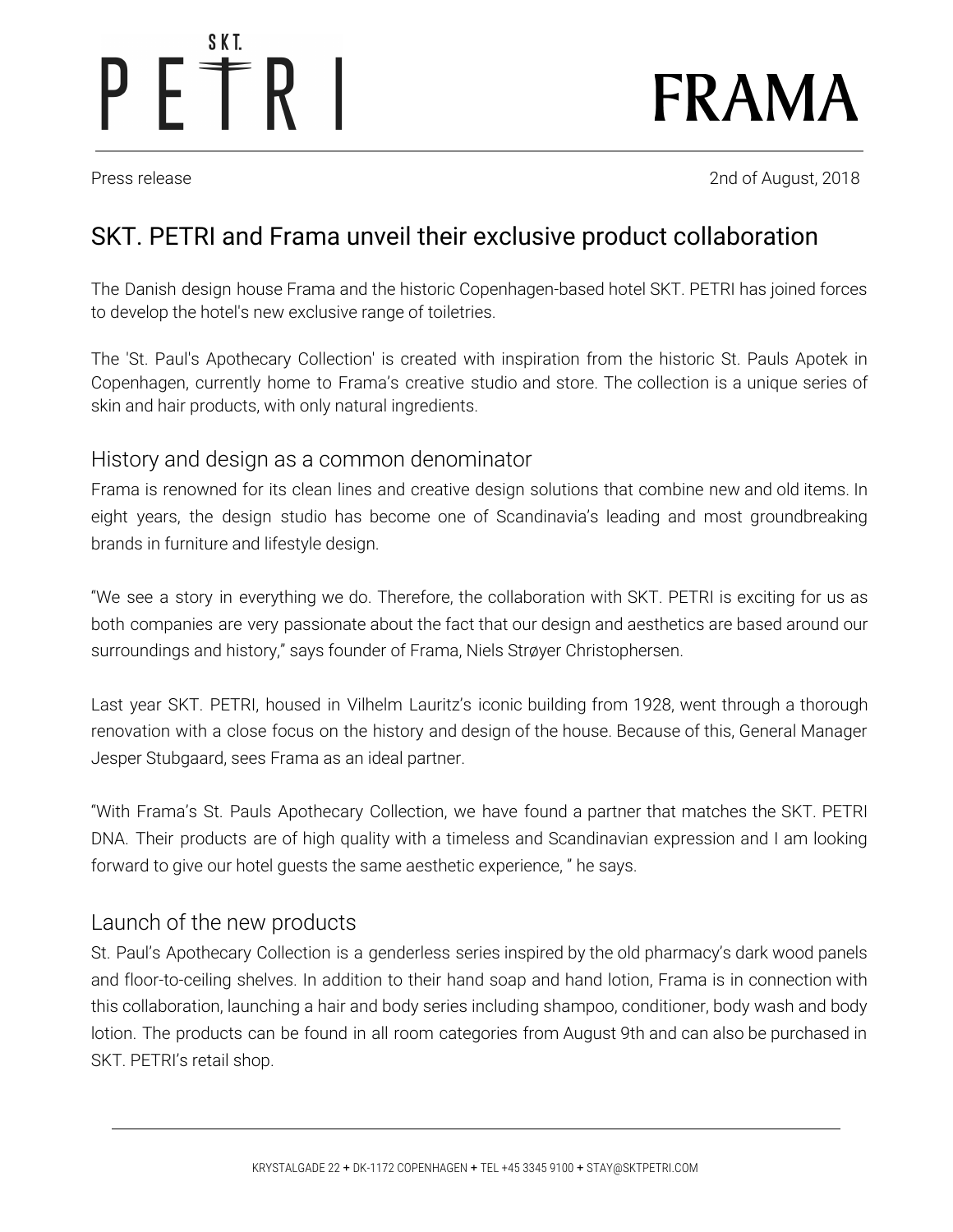SKT. PETRI

FRAMA

Press release

2nd of August, 2018

# SKT. PETRI and Frama unveil their exclusive product collaboration

The Danish design house Frama and the historic Copenhagen-based hotel SKT. PETRI has joined forces to develop the hotel's new exclusive range of toiletries.

The 'St. Paul's Apothecary Collection' is created with inspiration from the historic St. Pauls Apotek in Copenhagen, currently home to Frama's creative studio and store. The collection is a unique series of skin and hair products, with only natural ingredients.

## History and design as a common denominator

Frama is renowned for its clean lines and creative design solutions that combine new and old items. In eight years, the design studio has become one of Scandinavia's leading and most groundbreaking brands in furniture and lifestyle design.

"We see a story in everything we do. Therefore, the collaboration with SKT. PETRI is exciting for us as both companies are very passionate about the fact that our design and aesthetics are based around our surroundings and history," says founder of Frama, Niels Strøyer Christophersen.

Last year SKT. PETRI, housed in Vilhelm Lauritz's iconic building from 1928, went through a thorough renovation with a close focus on the history and design of the house. Because of this, General Manager Jesper Stubgaard, sees Frama as an ideal partner.

"With Frama's St. Pauls Apothecary Collection, we have found a partner that matches the SKT. PETRI DNA. Their products are of high quality with a timeless and Scandinavian expression and I am looking forward to give our hotel guests the same aesthetic experience, " he says.

## Launch of the new products

St. Paul's Apothecary Collection is a genderless series inspired by the old pharmacy's dark wood panels and floor-to-ceiling shelves. In addition to their hand soap and hand lotion, Frama is in connection with this collaboration, launching a hair and body series including shampoo, conditioner, body wash and body lotion. The products can be found in all room categories from August 9th and can also be purchased in SKT. PETRI's retail shop.

KRYSTALGADE 22 + DK-1172 COPENHAGEN + TEL +45 3345 9100 + STAY@SKTPETRI.COM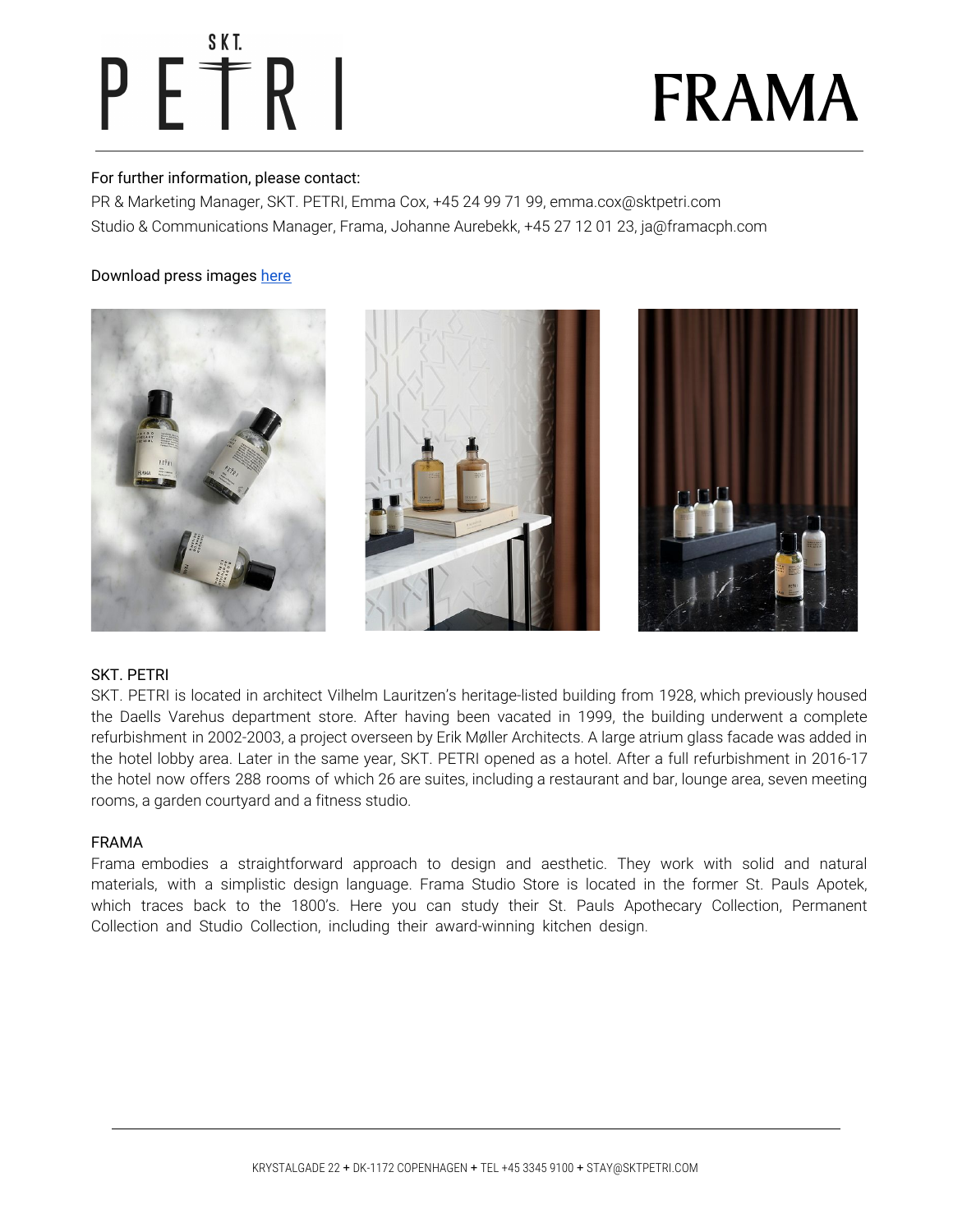For further information, please contact:

PR & Marketing Manager, SKT. PETRI, Emma Cox, +45 24 99 71 99, emma.cox@sktpetri.com

Studio & Communications Manager, Frama, Johanne Aurebekk, +45 27 12 01 23, ja@framacph.com

Download press images here

SKT. PETRI

SKT. PETRI is located in architect Vilhelm Lauritzen's heritage-listed building from 1928, which previously housed the Daells Varehus department store. After having been vacated in 1999, the building underwent a complete refurbishment in 2002-2003, a project overseen by Erik Møller Architects. A large atrium glass facade was added in the hotel lobby area. Later in the same year, SKT. PETRI opened as a hotel. After a full refurbishment in 2016-17 the hotel now offers 288 rooms of which 26 are suites, including a restaurant and bar, lounge area, seven meeting rooms, a garden courtyard and a fitness studio.

FRAMA

Frama embodies a straightforward approach to design and aesthetic. They work with solid and natural materials, with a simplistic design language. Frama Studio Store is located in the former St. Pauls Apotek, which traces back to the 1800's. Here you can study their St. Pauls Apothecary Collection, Permanent Collection and Studio Collection, including their award-winning kitchen design.